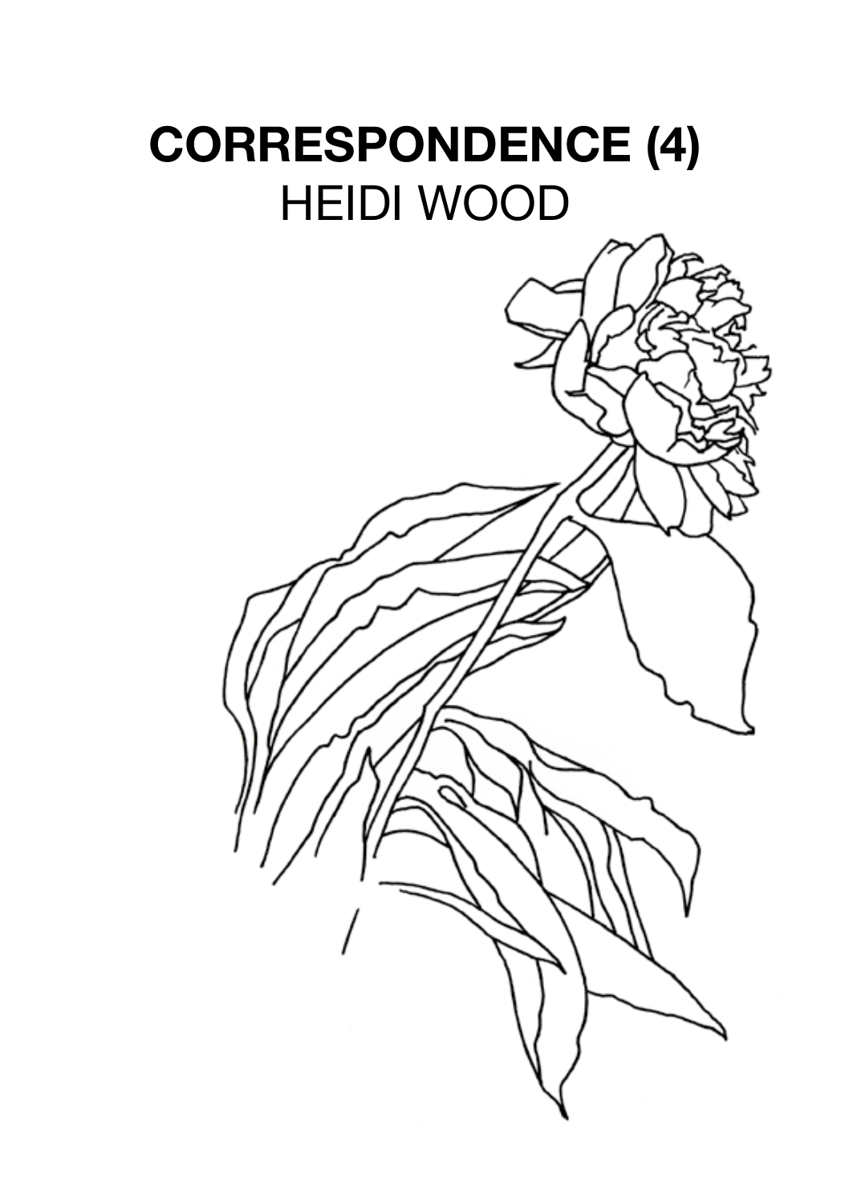# CORRESPONDENCE (4)

HEIDI WOOD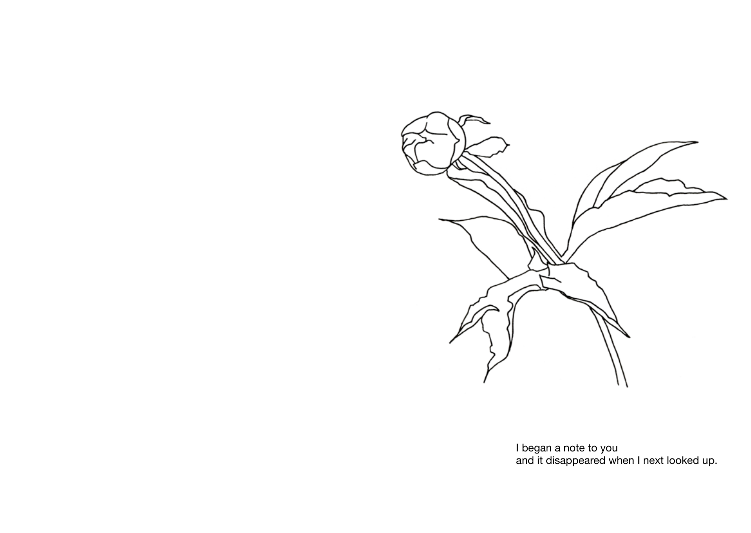I began a note to you
and it disappeared when I next looked up.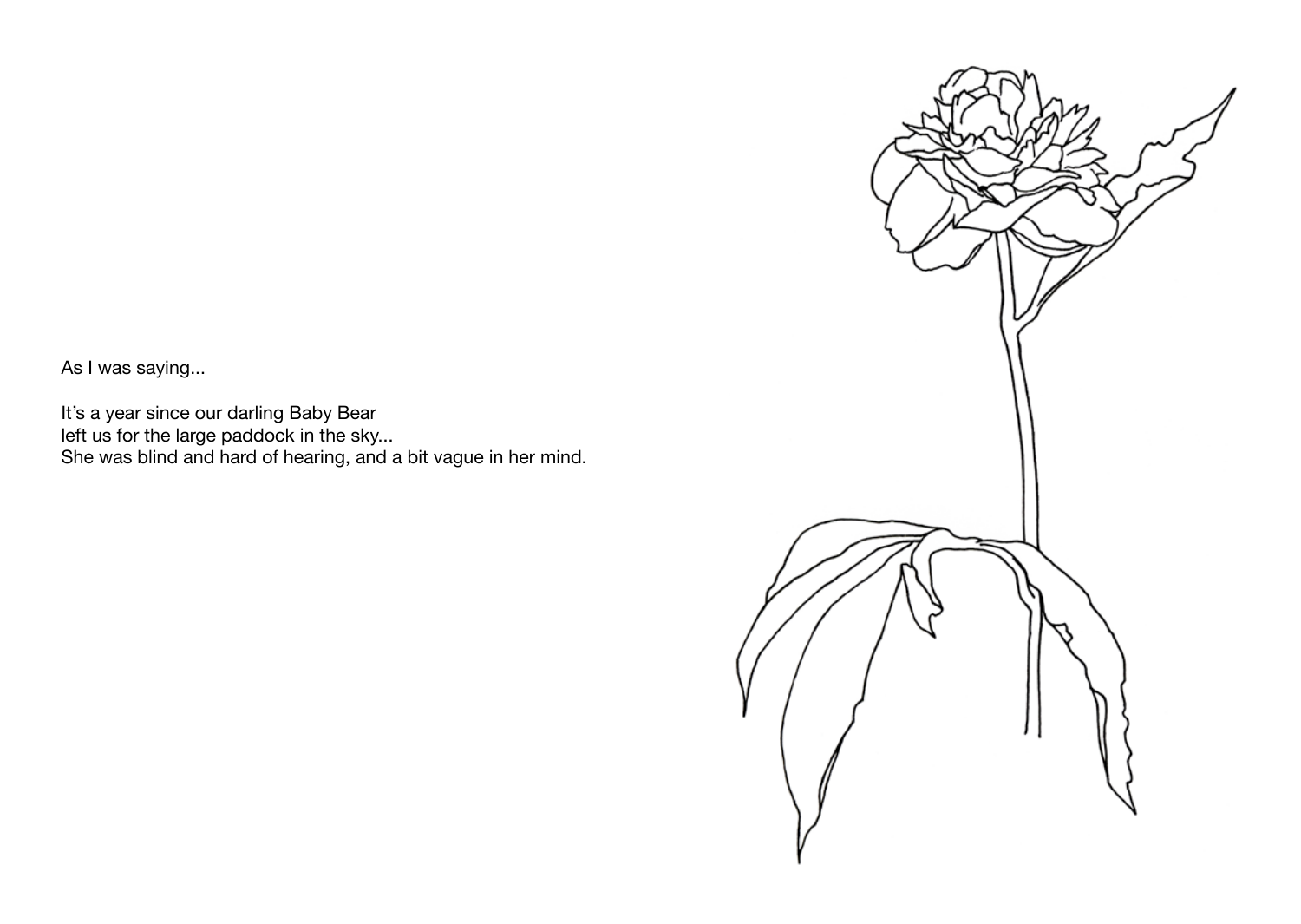As I was saying...

It's a year since our darling Baby Bear
left us for the large paddock in the sky...
She was blind and hard of hearing, and a bit vague in her mind.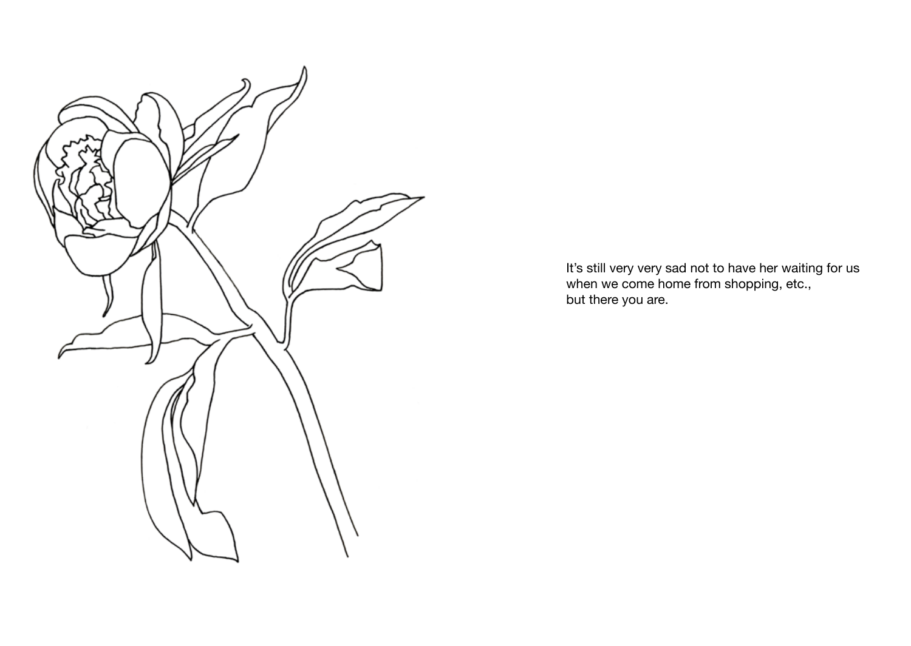It’s still very very sad not to have her waiting for us
when we come home from shopping, etc.,
but there you are.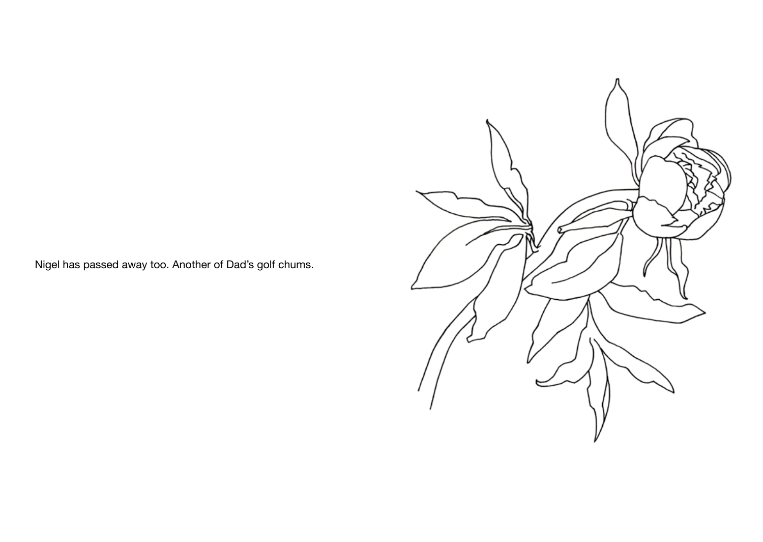Nigel has passed away too. Another of Dad’s golf chums.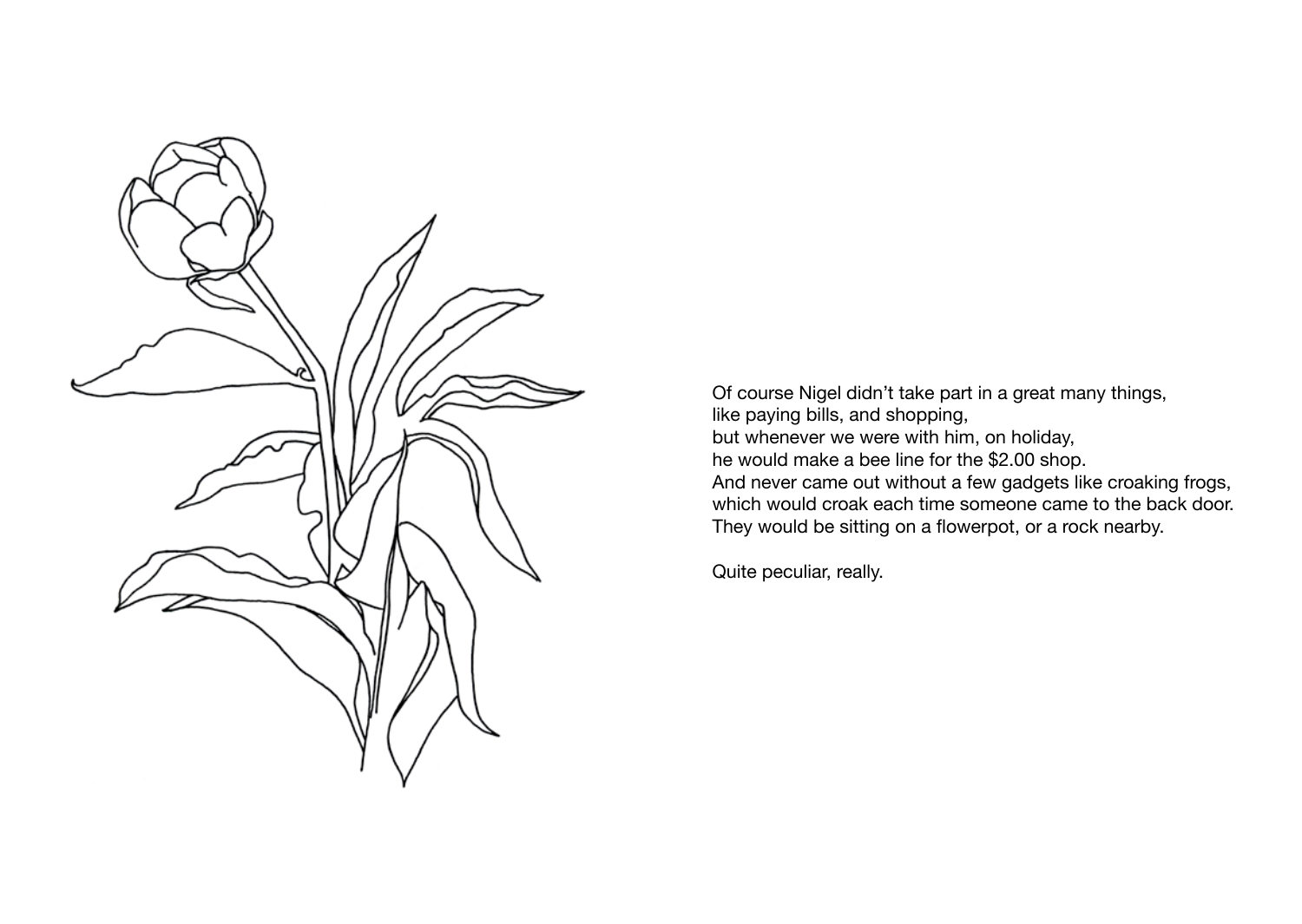Of course Nigel didn't take part in a great many things,
like paying bills, and shopping,
but whenever we were with him, on holiday,
he would make a bee line for the $2.00 shop.
And never came out without a few gadgets like croaking frogs,
which would croak each time someone came to the back door.
They would be sitting on a flowerpot, or a rock nearby.

Quite peculiar, really.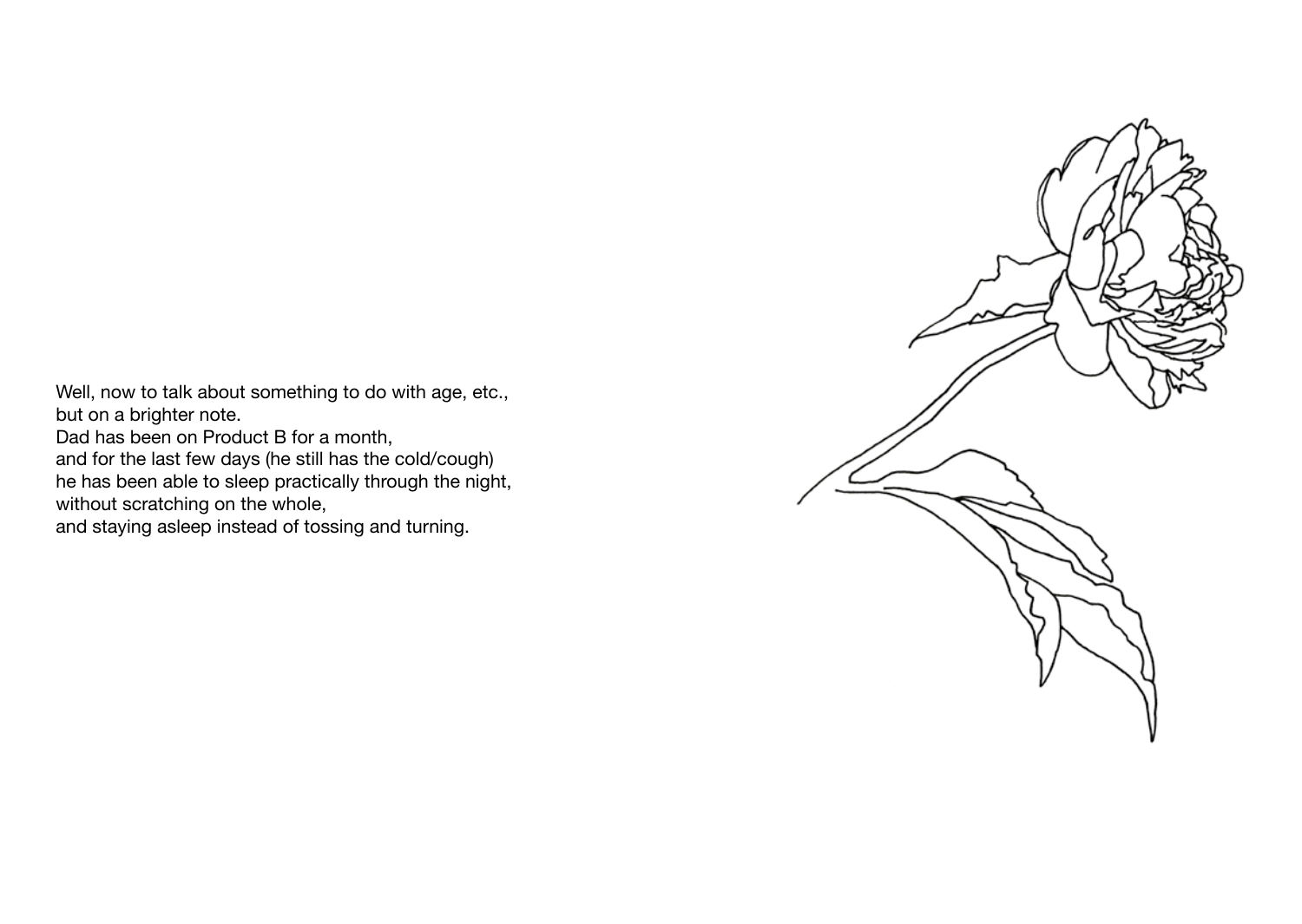Well, now to talk about something to do with age, etc.,
but on a brighter note.
Dad has been on Product B for a month,
and for the last few days (he still has the cold/cough)
he has been able to sleep practically through the night,
without scratching on the whole,
and staying asleep instead of tossing and turning.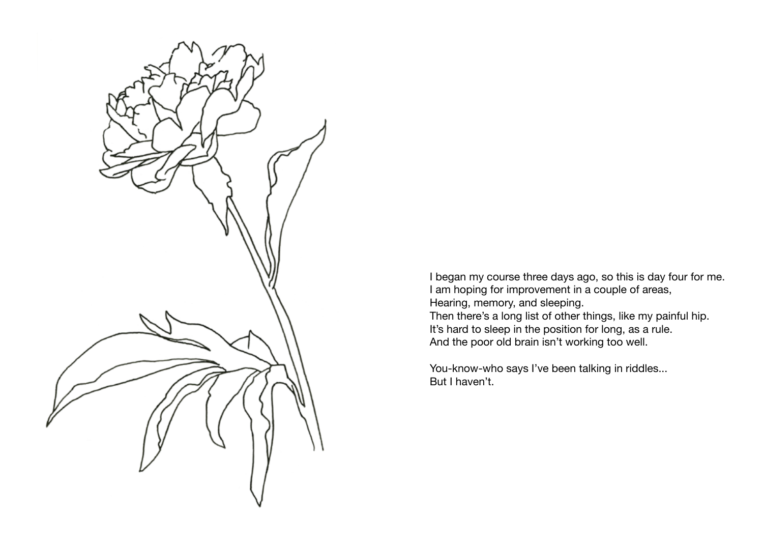I began my course three days ago, so this is day four for me.
I am hoping for improvement in a couple of areas,
Hearing, memory, and sleeping.
Then there's a long list of other things, like my painful hip.
It's hard to sleep in the position for long, as a rule.
And the poor old brain isn't working too well.

You-know-who says I've been talking in riddles...
But I haven't.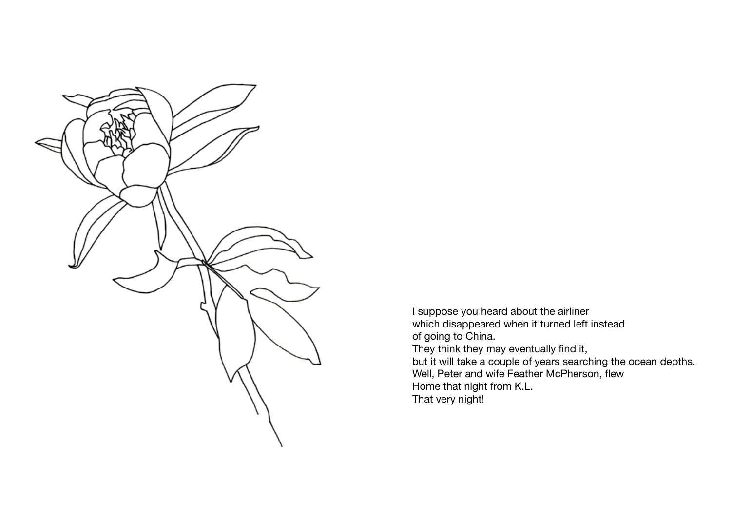I suppose you heard about the airliner
which disappeared when it turned left instead
of going to China.
They think they may eventually find it,
but it will take a couple of years searching the ocean depths.
Well, Peter and wife Feather McPherson, flew
Home that night from K.L.
That very night!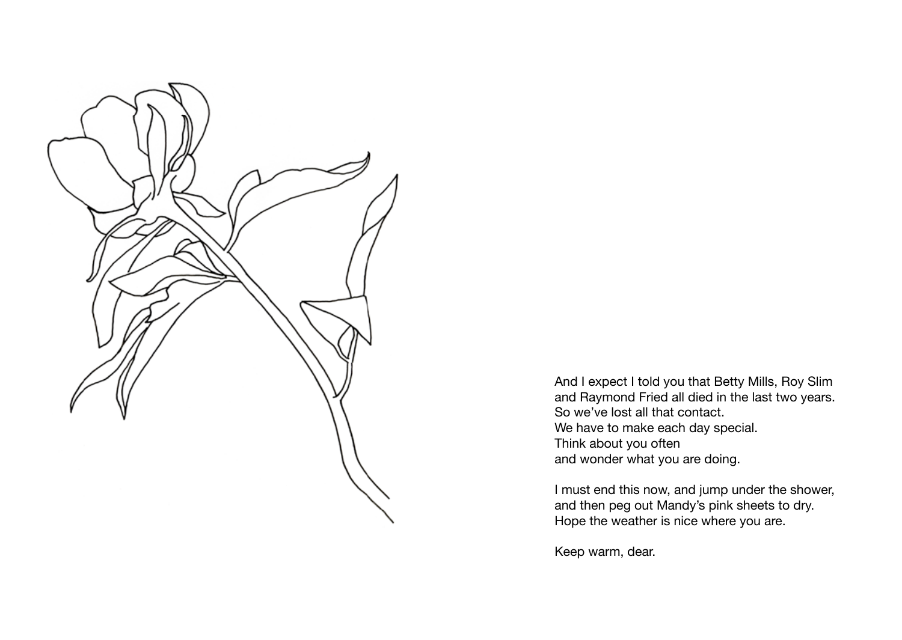And I expect I told you that Betty Mills, Roy Slim
and Raymond Fried all died in the last two years.
So we've lost all that contact.
We have to make each day special.
Think about you often
and wonder what you are doing.

I must end this now, and jump under the shower,
and then peg out Mandy's pink sheets to dry.
Hope the weather is nice where you are.

Keep warm, dear.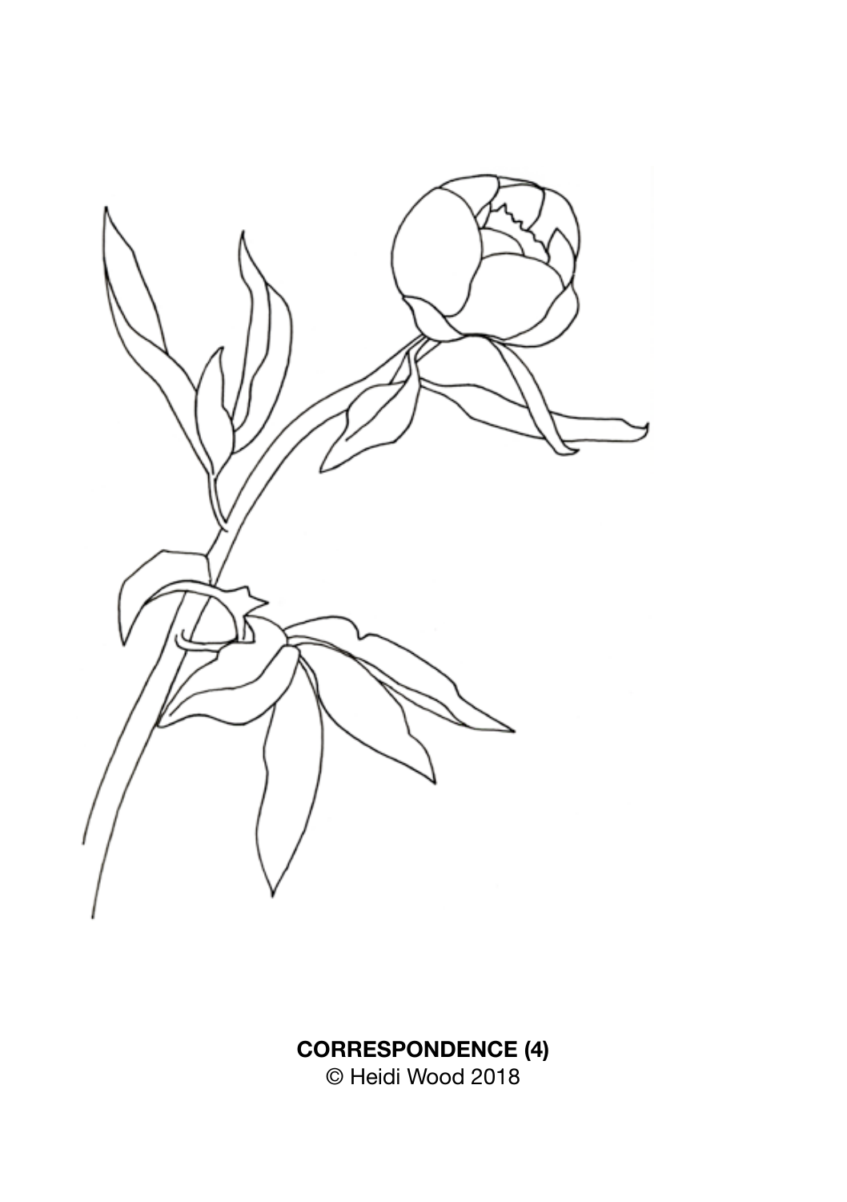**CORRESPONDENCE (4)**
© Heidi Wood 2018